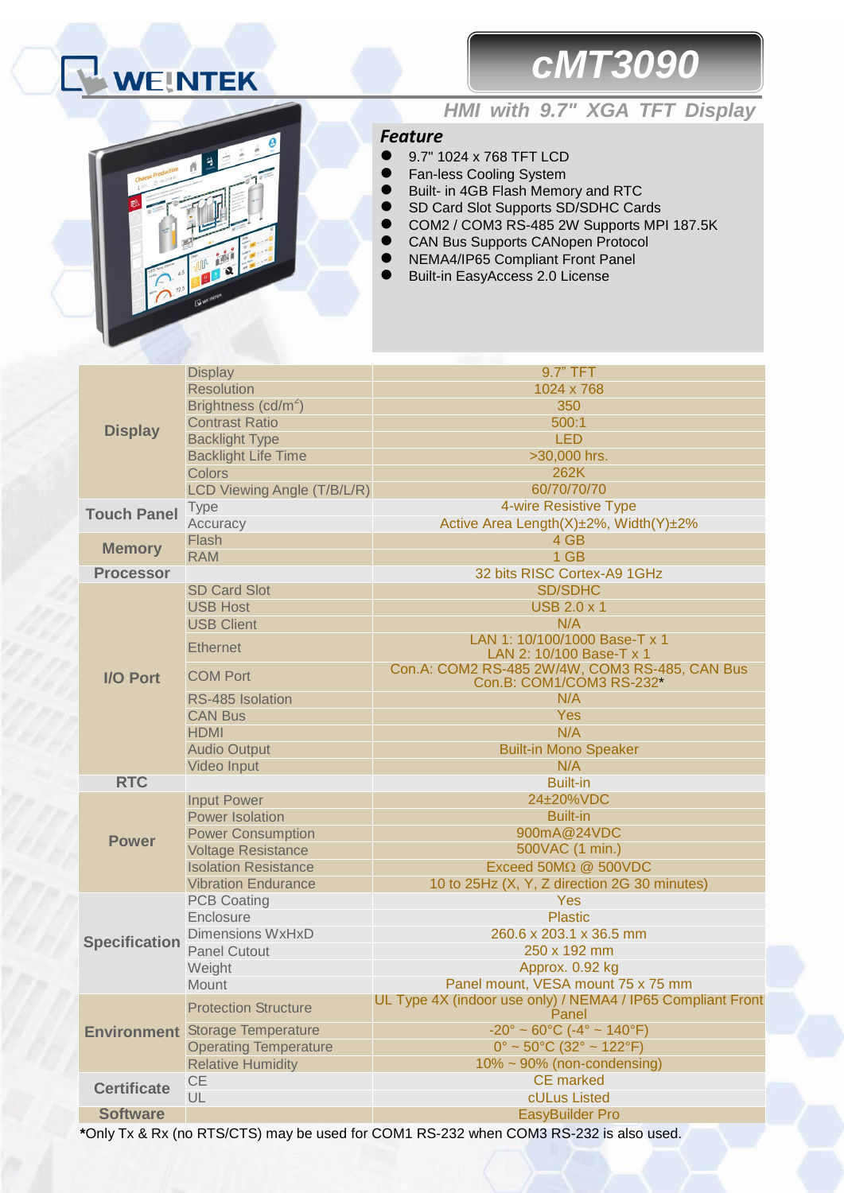# WEINTEK

# cMT3090

## HMI with 9.7" XGA TFT Display

### Feature

- 9.7" 1024 x 768 TFT LCD
- Fan-less Cooling System
- Built- in 4GB Flash Memory and RTC
- SD Card Slot Supports SD/SDHC Cards
- COM2 / COM3 RS-485 2W Supports MPI 187.5K
- CAN Bus Supports CANopen Protocol
- NEMA4/IP65 Compliant Front Panel
- Built-in EasyAccess 2.0 License

| | | |
|---|---|---|
| **Display** | Display | 9.7" TFT |
| | Resolution | 1024 x 768 |
| | Brightness (cd/m²) | 350 |
| | Contrast Ratio | 500:1 |
| | Backlight Type | LED |
| | Backlight Life Time | >30,000 hrs. |
| | Colors | 262K |
| | LCD Viewing Angle (T/B/L/R) | 60/70/70/70 |
| **Touch Panel** | Type | 4-wire Resistive Type |
| | Accuracy | Active Area Length(X)±2%, Width(Y)±2% |
| **Memory** | Flash | 4 GB |
| | RAM | 1 GB |
| **Processor** | | 32 bits RISC Cortex-A9 1GHz |
| **I/O Port** | SD Card Slot | SD/SDHC |
| | USB Host | USB 2.0 x 1 |
| | USB Client | N/A |
| | Ethernet | LAN 1: 10/100/1000 Base-T x 1<br>LAN 2: 10/100 Base-T x 1 |
| | COM Port | Con.A: COM2 RS-485 2W/4W, COM3 RS-485, CAN Bus<br>Con.B: COM1/COM3 RS-232* |
| | RS-485 Isolation | N/A |
| | CAN Bus | Yes |
| | HDMI | N/A |
| | Audio Output | Built-in Mono Speaker |
| | Video Input | N/A |
| **RTC** | | Built-in |
| **Power** | Input Power | 24±20%VDC |
| | Power Isolation | Built-in |
| | Power Consumption | 900mA@24VDC |
| | Voltage Resistance | 500VAC (1 min.) |
| | Isolation Resistance | Exceed 50MΩ @ 500VDC |
| | Vibration Endurance | 10 to 25Hz (X, Y, Z direction 2G 30 minutes) |
| **Specification** | PCB Coating | Yes |
| | Enclosure | Plastic |
| | Dimensions WxHxD | 260.6 x 203.1 x 36.5 mm |
| | Panel Cutout | 250 x 192 mm |
| | Weight | Approx. 0.92 kg |
| | Mount | Panel mount, VESA mount 75 x 75 mm |
| **Environment** | Protection Structure | UL Type 4X (indoor use only) / NEMA4 / IP65 Compliant Front Panel |
| | Storage Temperature | -20° ~ 60°C (-4° ~ 140°F) |
| | Operating Temperature | 0° ~ 50°C (32° ~ 122°F) |
| | Relative Humidity | 10% ~ 90% (non-condensing) |
| **Certificate** | CE | CE marked |
| | UL | cULus Listed |
| **Software** | | EasyBuilder Pro |

***Only Tx & Rx (no RTS/CTS) may be used for COM1 RS-232 when COM3 RS-232 is also used.**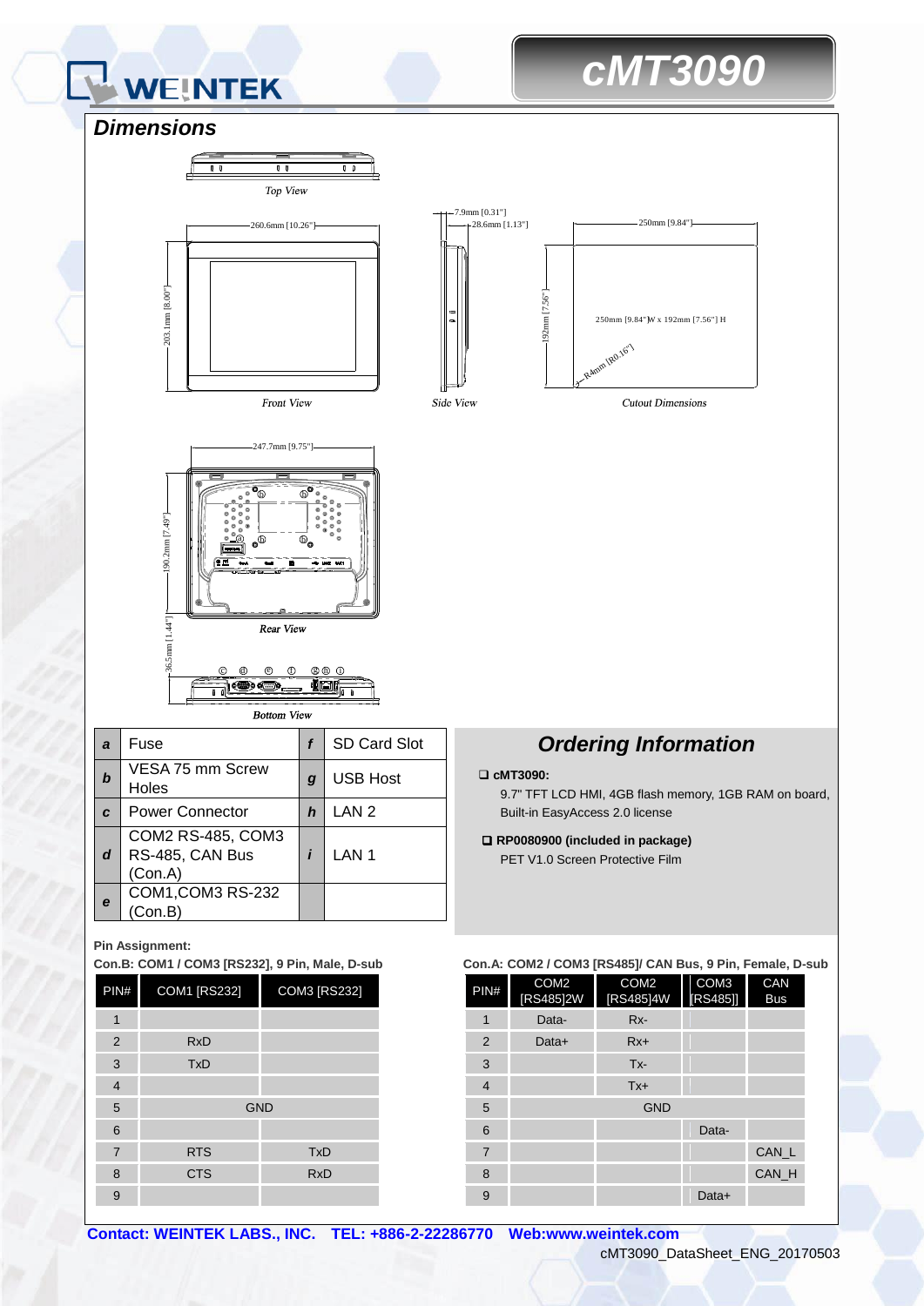## Dimensions

Top View

260.6mm [10.26"]

203.1mm [8.00"]

Front View

7.9mm [0.31"]

28.6mm [1.13"]

Side View

250mm [9.84"]

192mm [7.56"]

250mm [9.84"] W x 192mm [7.56"] H

R4mm [R0.16"]

Cutout Dimensions

247.7mm [9.75"]

190.2mm [7.49"]

Rear View

36.5mm [1.44"]

Bottom View

| | | | |
|---|---|---|---|
| ***a*** | Fuse | ***f*** | SD Card Slot |
| ***b*** | VESA 75 mm Screw Holes | ***g*** | USB Host |
| ***c*** | Power Connector | ***h*** | LAN 2 |
| ***d*** | COM2 RS-485, COM3 RS-485, CAN Bus (Con.A) | ***i*** | LAN 1 |
| ***e*** | COM1,COM3 RS-232 (Con.B) | | |

## Ordering Information

❑ **cMT3090:**

9.7" TFT LCD HMI, 4GB flash memory, 1GB RAM on board, Built-in EasyAccess 2.0 license

❑ **RP0080900 (included in package)**

PET V1.0 Screen Protective Film

**Pin Assignment:**

**Con.B: COM1 / COM3 [RS232], 9 Pin, Male, D-sub**

| PIN# | COM1 [RS232] | COM3 [RS232] |
|---|---|---|
| 1 | | |
| 2 | RxD | |
| 3 | TxD | |
| 4 | | |
| 5 | GND | |
| 6 | | |
| 7 | RTS | TxD |
| 8 | CTS | RxD |
| 9 | | |

**Con.A: COM2 / COM3 [RS485]/ CAN Bus, 9 Pin, Female, D-sub**

| PIN# | COM2 [RS485]2W | COM2 [RS485]4W | COM3 [RS485]] | CAN Bus |
|---|---|---|---|---|
| 1 | Data- | Rx- | | |
| 2 | Data+ | Rx+ | | |
| 3 | | Tx- | | |
| 4 | | Tx+ | | |
| 5 | GND | | | |
| 6 | | | Data- | |
| 7 | | | | CAN_L |
| 8 | | | | CAN_H |
| 9 | | | Data+ | |